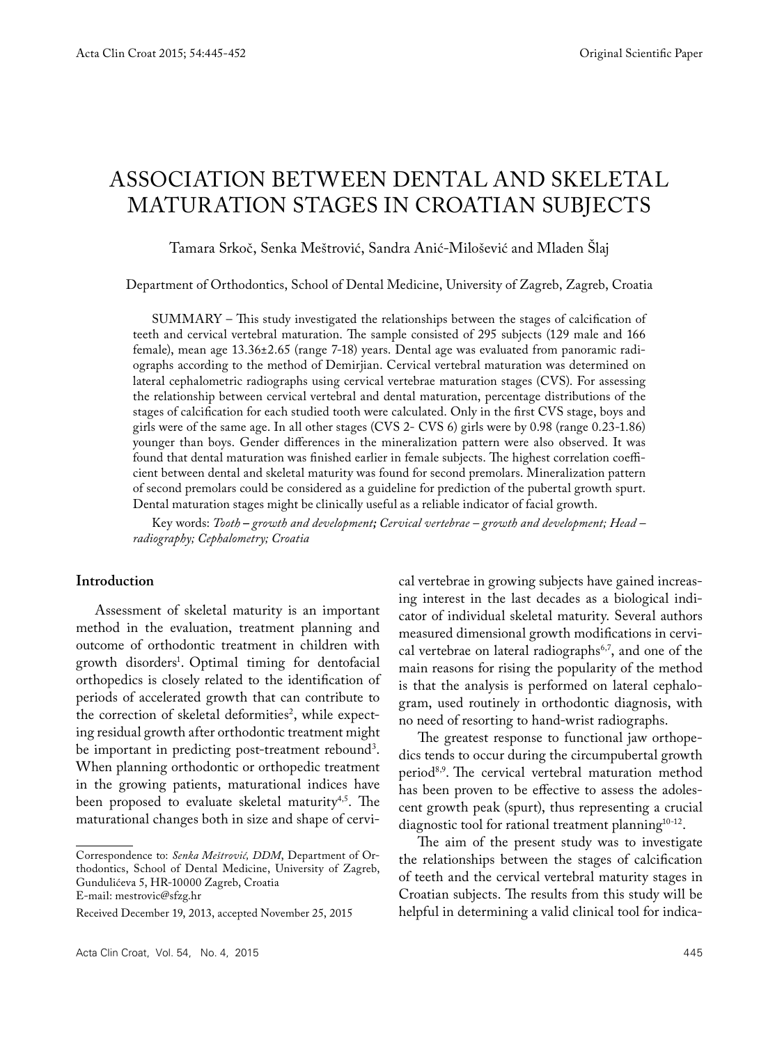# ASSOCIATION BETWEEN DENTAL AND SKELETAL MATURATION STAGES IN CROATIAN SUBJECTS

Tamara Srkoč, Senka Meštrović, Sandra Anić-Milošević and Mladen Šlaj

Department of Orthodontics, School of Dental Medicine, University of Zagreb, Zagreb, Croatia

SUMMARY – This study investigated the relationships between the stages of calcification of teeth and cervical vertebral maturation. The sample consisted of 295 subjects (129 male and 166 female), mean age 13.36±2.65 (range 7-18) years. Dental age was evaluated from panoramic radiographs according to the method of Demirjian. Cervical vertebral maturation was determined on lateral cephalometric radiographs using cervical vertebrae maturation stages (CVS). For assessing the relationship between cervical vertebral and dental maturation, percentage distributions of the stages of calcification for each studied tooth were calculated. Only in the first CVS stage, boys and girls were of the same age. In all other stages (CVS 2- CVS 6) girls were by 0.98 (range 0.23-1.86) younger than boys. Gender differences in the mineralization pattern were also observed. It was found that dental maturation was finished earlier in female subjects. The highest correlation coefficient between dental and skeletal maturity was found for second premolars. Mineralization pattern of second premolars could be considered as a guideline for prediction of the pubertal growth spurt. Dental maturation stages might be clinically useful as a reliable indicator of facial growth.

Key words: *Tooth – growth and development; Cervical vertebrae – growth and development; Head – radiography; Cephalometry; Croatia*

## Introduction

Assessment of skeletal maturity is an important method in the evaluation, treatment planning and outcome of orthodontic treatment in children with growth disorders[1]. Optimal timing for dentofacial orthopedics is closely related to the identification of periods of accelerated growth that can contribute to the correction of skeletal deformities[2], while expecting residual growth after orthodontic treatment might be important in predicting post-treatment rebound[3]. When planning orthodontic or orthopedic treatment in the growing patients, maturational indices have been proposed to evaluate skeletal maturity[4,5]. The maturational changes both in size and shape of cervical vertebrae in growing subjects have gained increasing interest in the last decades as a biological indicator of individual skeletal maturity. Several authors measured dimensional growth modifications in cervical vertebrae on lateral radiographs[6,7], and one of the main reasons for rising the popularity of the method is that the analysis is performed on lateral cephalogram, used routinely in orthodontic diagnosis, with no need of resorting to hand-wrist radiographs.

The greatest response to functional jaw orthopedics tends to occur during the circumpubertal growth period[8,9]. The cervical vertebral maturation method has been proven to be effective to assess the adolescent growth peak (spurt), thus representing a crucial diagnostic tool for rational treatment planning[10-12].

The aim of the present study was to investigate the relationships between the stages of calcification of teeth and the cervical vertebral maturity stages in Croatian subjects. The results from this study will be helpful in determining a valid clinical tool for indica-

Correspondence to: *Senka Meštrović, DDM*, Department of Orthodontics, School of Dental Medicine, University of Zagreb, Gundulićeva 5, HR-10000 Zagreb, Croatia
E-mail: mestrovic@sfzg.hr

Received December 19, 2013, accepted November 25, 2015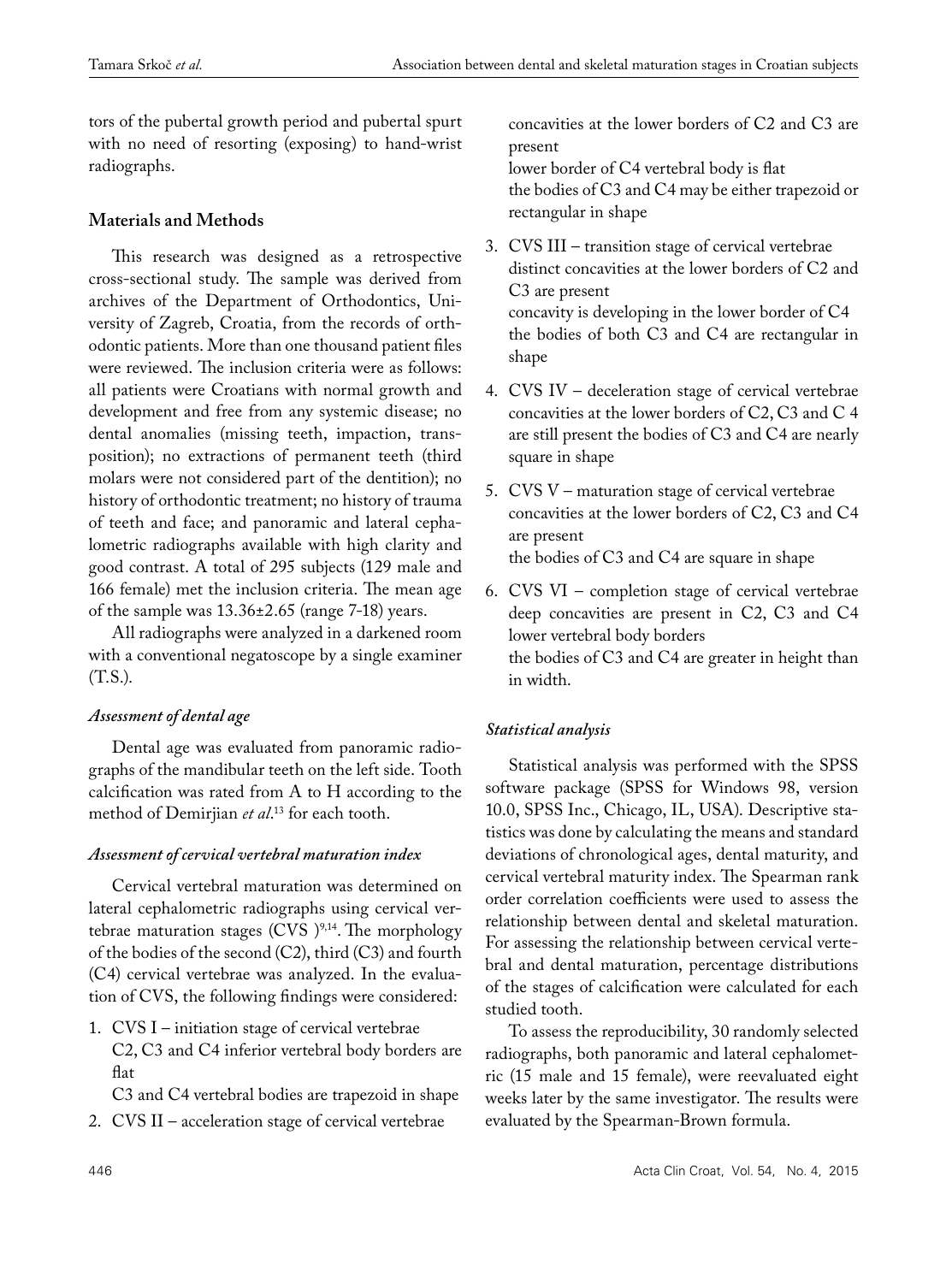tors of the pubertal growth period and pubertal spurt with no need of resorting (exposing) to hand-wrist radiographs.

## Materials and Methods

This research was designed as a retrospective cross-sectional study. The sample was derived from archives of the Department of Orthodontics, University of Zagreb, Croatia, from the records of orthodontic patients. More than one thousand patient files were reviewed. The inclusion criteria were as follows: all patients were Croatians with normal growth and development and free from any systemic disease; no dental anomalies (missing teeth, impaction, transposition); no extractions of permanent teeth (third molars were not considered part of the dentition); no history of orthodontic treatment; no history of trauma of teeth and face; and panoramic and lateral cephalometric radiographs available with high clarity and good contrast. A total of 295 subjects (129 male and 166 female) met the inclusion criteria. The mean age of the sample was 13.36±2.65 (range 7-18) years.

All radiographs were analyzed in a darkened room with a conventional negatoscope by a single examiner (T.S.).

### *Assessment of dental age*

Dental age was evaluated from panoramic radiographs of the mandibular teeth on the left side. Tooth calcification was rated from A to H according to the method of Demirjian *et al*.[13] for each tooth.

### *Assessment of cervical vertebral maturation index*

Cervical vertebral maturation was determined on lateral cephalometric radiographs using cervical vertebrae maturation stages (CVS )[9,14]. The morphology of the bodies of the second (C2), third (C3) and fourth (C4) cervical vertebrae was analyzed. In the evaluation of CVS, the following findings were considered:

1. CVS I – initiation stage of cervical vertebrae
   C2, C3 and C4 inferior vertebral body borders are flat
   C3 and C4 vertebral bodies are trapezoid in shape
2. CVS II – acceleration stage of cervical vertebrae
   concavities at the lower borders of C2 and C3 are present
   lower border of C4 vertebral body is flat
   the bodies of C3 and C4 may be either trapezoid or rectangular in shape
3. CVS III – transition stage of cervical vertebrae
   distinct concavities at the lower borders of C2 and C3 are present
   concavity is developing in the lower border of C4
   the bodies of both C3 and C4 are rectangular in shape
4. CVS IV – deceleration stage of cervical vertebrae
   concavities at the lower borders of C2, C3 and C 4 are still present the bodies of C3 and C4 are nearly square in shape
5. CVS V – maturation stage of cervical vertebrae
   concavities at the lower borders of C2, C3 and C4 are present
   the bodies of C3 and C4 are square in shape
6. CVS VI – completion stage of cervical vertebrae
   deep concavities are present in C2, C3 and C4 lower vertebral body borders
   the bodies of C3 and C4 are greater in height than in width.

### *Statistical analysis*

Statistical analysis was performed with the SPSS software package (SPSS for Windows 98, version 10.0, SPSS Inc., Chicago, IL, USA). Descriptive statistics was done by calculating the means and standard deviations of chronological ages, dental maturity, and cervical vertebral maturity index. The Spearman rank order correlation coefficients were used to assess the relationship between dental and skeletal maturation. For assessing the relationship between cervical vertebral and dental maturation, percentage distributions of the stages of calcification were calculated for each studied tooth.

To assess the reproducibility, 30 randomly selected radiographs, both panoramic and lateral cephalometric (15 male and 15 female), were reevaluated eight weeks later by the same investigator. The results were evaluated by the Spearman-Brown formula.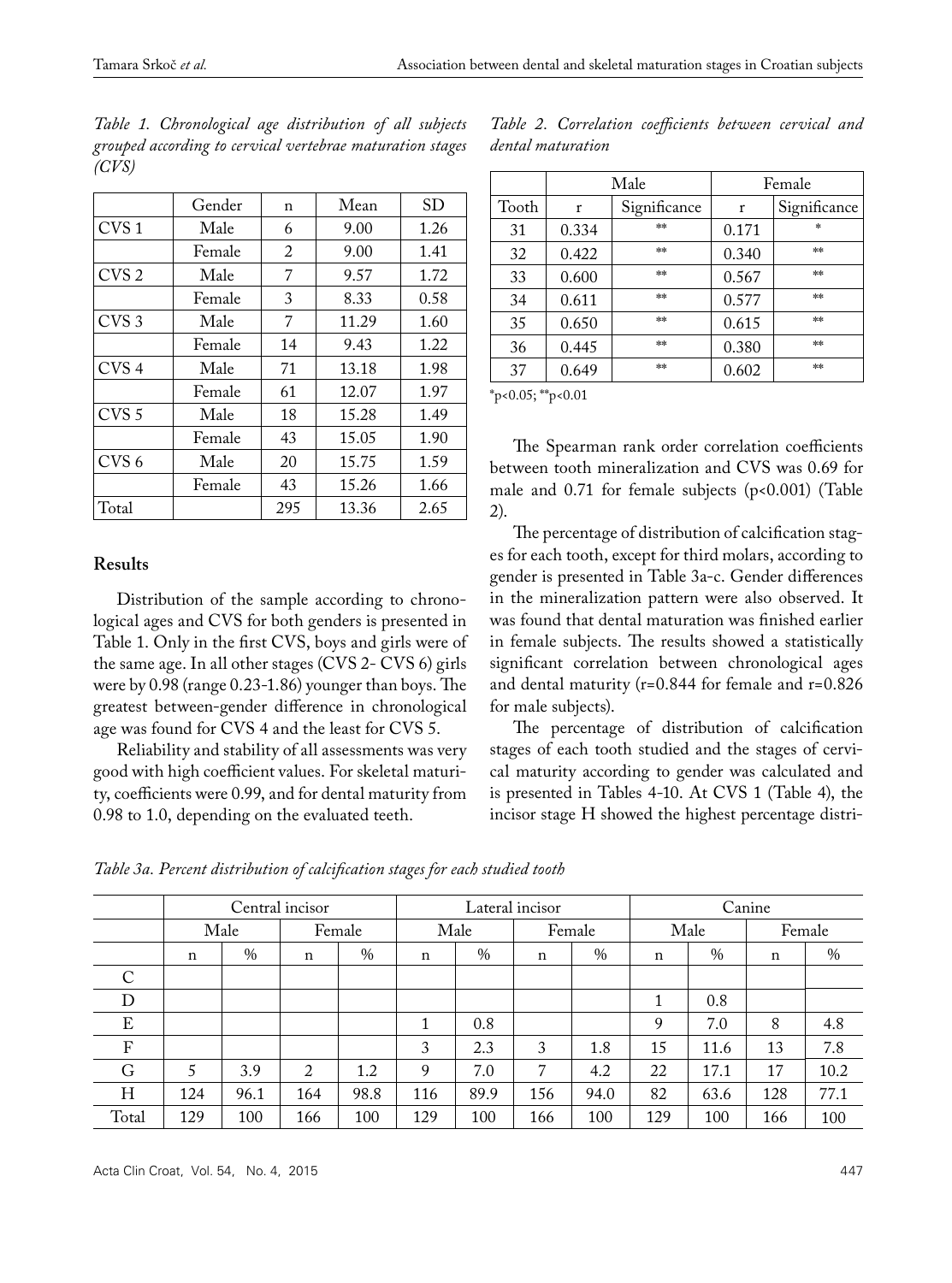*Table 1. Chronological age distribution of all subjects grouped according to cervical vertebrae maturation stages (CVS)*

| | Gender | n | Mean | SD |
|---|---|---|---|---|
| CVS 1 | Male | 6 | 9.00 | 1.26 |
| | Female | 2 | 9.00 | 1.41 |
| CVS 2 | Male | 7 | 9.57 | 1.72 |
| | Female | 3 | 8.33 | 0.58 |
| CVS 3 | Male | 7 | 11.29 | 1.60 |
| | Female | 14 | 9.43 | 1.22 |
| CVS 4 | Male | 71 | 13.18 | 1.98 |
| | Female | 61 | 12.07 | 1.97 |
| CVS 5 | Male | 18 | 15.28 | 1.49 |
| | Female | 43 | 15.05 | 1.90 |
| CVS 6 | Male | 20 | 15.75 | 1.59 |
| | Female | 43 | 15.26 | 1.66 |
| Total | | 295 | 13.36 | 2.65 |

## Results

Distribution of the sample according to chronological ages and CVS for both genders is presented in Table 1. Only in the first CVS, boys and girls were of the same age. In all other stages (CVS 2- CVS 6) girls were by 0.98 (range 0.23-1.86) younger than boys. The greatest between-gender difference in chronological age was found for CVS 4 and the least for CVS 5.

Reliability and stability of all assessments was very good with high coefficient values. For skeletal maturity, coefficients were 0.99, and for dental maturity from 0.98 to 1.0, depending on the evaluated teeth.

*Table 2. Correlation coefficients between cervical and dental maturation*

| | Male | | Female | |
|---|---|---|---|---|
| Tooth | r | Significance | r | Significance |
| 31 | 0.334 | ** | 0.171 | * |
| 32 | 0.422 | ** | 0.340 | ** |
| 33 | 0.600 | ** | 0.567 | ** |
| 34 | 0.611 | ** | 0.577 | ** |
| 35 | 0.650 | ** | 0.615 | ** |
| 36 | 0.445 | ** | 0.380 | ** |
| 37 | 0.649 | ** | 0.602 | ** |

*$p<0.05$; **$p<0.01$

The Spearman rank order correlation coefficients between tooth mineralization and CVS was 0.69 for male and 0.71 for female subjects ($p<0.001$) (Table 2).

The percentage of distribution of calcification stages for each tooth, except for third molars, according to gender is presented in Table 3a-c. Gender differences in the mineralization pattern were also observed. It was found that dental maturation was finished earlier in female subjects. The results showed a statistically significant correlation between chronological ages and dental maturity (r=0.844 for female and r=0.826 for male subjects).

The percentage of distribution of calcification stages of each tooth studied and the stages of cervical maturity according to gender was calculated and is presented in Tables 4-10. At CVS 1 (Table 4), the incisor stage H showed the highest percentage distri-

*Table 3a. Percent distribution of calcification stages for each studied tooth*

| | Central incisor | | | | Lateral incisor | | | | Canine | | | |
|---|---|---|---|---|---|---|---|---|---|---|---|---|
| | Male | | Female | | Male | | Female | | Male | | Female | |
| | n | % | n | % | n | % | n | % | n | % | n | % |
| C | | | | | | | | | | | | |
| D | | | | | | | | | 1 | 0.8 | | |
| E | | | | | 1 | 0.8 | | | 9 | 7.0 | 8 | 4.8 |
| F | | | | | 3 | 2.3 | 3 | 1.8 | 15 | 11.6 | 13 | 7.8 |
| G | 5 | 3.9 | 2 | 1.2 | 9 | 7.0 | 7 | 4.2 | 22 | 17.1 | 17 | 10.2 |
| H | 124 | 96.1 | 164 | 98.8 | 116 | 89.9 | 156 | 94.0 | 82 | 63.6 | 128 | 77.1 |
| Total | 129 | 100 | 166 | 100 | 129 | 100 | 166 | 100 | 129 | 100 | 166 | 100 |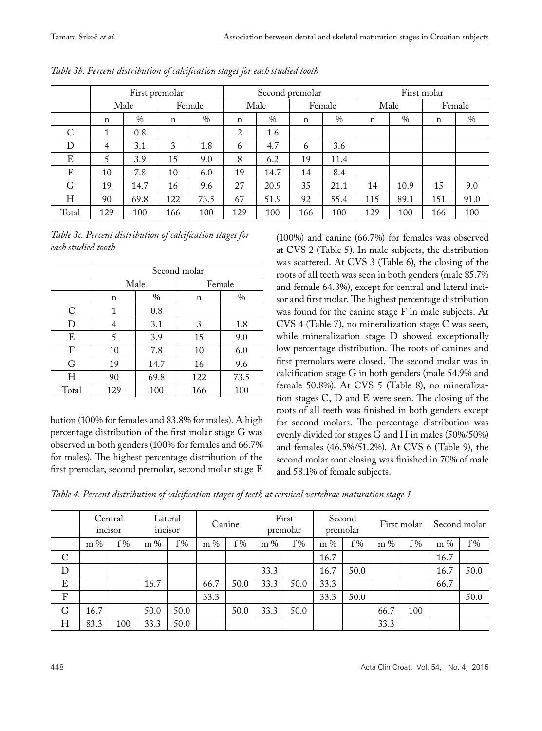*Table 3b. Percent distribution of calcification stages for each studied tooth*

| | First premolar | | | | Second premolar | | | | First molar | | | |
|---|---|---|---|---|---|---|---|---|---|---|---|---|
| | Male | | Female | | Male | | Female | | Male | | Female | |
| | n | % | n | % | n | % | n | % | n | % | n | % |
| C | 1 | 0.8 | | | 2 | 1.6 | | | | | | |
| D | 4 | 3.1 | 3 | 1.8 | 6 | 4.7 | 6 | 3.6 | | | | |
| E | 5 | 3.9 | 15 | 9.0 | 8 | 6.2 | 19 | 11.4 | | | | |
| F | 10 | 7.8 | 10 | 6.0 | 19 | 14.7 | 14 | 8.4 | | | | |
| G | 19 | 14.7 | 16 | 9.6 | 27 | 20.9 | 35 | 21.1 | 14 | 10.9 | 15 | 9.0 |
| H | 90 | 69.8 | 122 | 73.5 | 67 | 51.9 | 92 | 55.4 | 115 | 89.1 | 151 | 91.0 |
| Total | 129 | 100 | 166 | 100 | 129 | 100 | 166 | 100 | 129 | 100 | 166 | 100 |

*Table 3c. Percent distribution of calcification stages for each studied tooth*

| | Second molar | | | |
|---|---|---|---|---|
| | Male | | Female | |
| | n | % | n | % |
| C | 1 | 0.8 | | |
| D | 4 | 3.1 | 3 | 1.8 |
| E | 5 | 3.9 | 15 | 9.0 |
| F | 10 | 7.8 | 10 | 6.0 |
| G | 19 | 14.7 | 16 | 9.6 |
| H | 90 | 69.8 | 122 | 73.5 |
| Total | 129 | 100 | 166 | 100 |

bution (100% for females and 83.8% for males). A high percentage distribution of the first molar stage G was observed in both genders (100% for females and 66.7% for males). The highest percentage distribution of the first premolar, second premolar, second molar stage E (100%) and canine (66.7%) for females was observed at CVS 2 (Table 5). In male subjects, the distribution was scattered. At CVS 3 (Table 6), the closing of the roots of all teeth was seen in both genders (male 85.7% and female 64.3%), except for central and lateral incisor and first molar. The highest percentage distribution was found for the canine stage F in male subjects. At CVS 4 (Table 7), no mineralization stage C was seen, while mineralization stage D showed exceptionally low percentage distribution. The roots of canines and first premolars were closed. The second molar was in calcification stage G in both genders (male 54.9% and female 50.8%). At CVS 5 (Table 8), no mineralization stages C, D and E were seen. The closing of the roots of all teeth was finished in both genders except for second molars. The percentage distribution was evenly divided for stages G and H in males (50%/50%) and females (46.5%/51.2%). At CVS 6 (Table 9), the second molar root closing was finished in 70% of male and 58.1% of female subjects.

*Table 4. Percent distribution of calcification stages of teeth at cervical vertebrae maturation stage 1*

| | Central incisor | | Lateral incisor | | Canine | | First premolar | | Second premolar | | First molar | | Second molar | |
|---|---|---|---|---|---|---|---|---|---|---|---|---|---|---|
| | m % | f % | m % | f % | m % | f % | m % | f % | m % | f % | m % | f % | m % | f % |
| C | | | | | | | | | 16.7 | | | | 16.7 | |
| D | | | | | | | 33.3 | | 16.7 | 50.0 | | | 16.7 | 50.0 |
| E | | | 16.7 | | 66.7 | 50.0 | 33.3 | 50.0 | 33.3 | | | | 66.7 | |
| F | | | | | 33.3 | | | | 33.3 | 50.0 | | | | 50.0 |
| G | 16.7 | | 50.0 | 50.0 | | 50.0 | 33.3 | 50.0 | | | 66.7 | 100 | | |
| H | 83.3 | 100 | 33.3 | 50.0 | | | | | | | 33.3 | | | |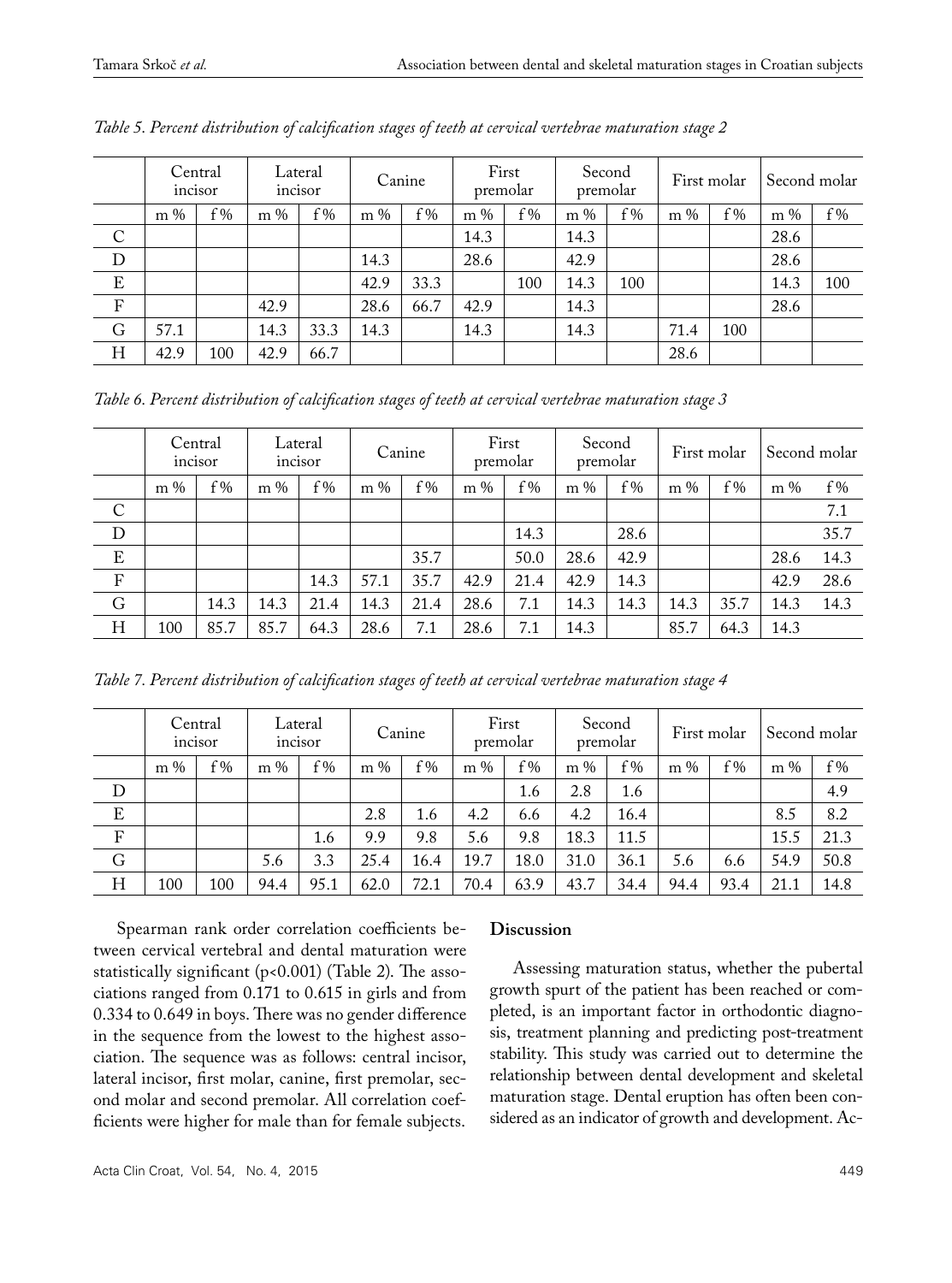*Table 5. Percent distribution of calcification stages of teeth at cervical vertebrae maturation stage 2*

| | Central incisor | | Lateral incisor | | Canine | | First premolar | | Second premolar | | First molar | | Second molar | |
|---|---|---|---|---|---|---|---|---|---|---|---|---|---|---|
| | m % | f % | m % | f % | m % | f % | m % | f % | m % | f % | m % | f % | m % | f % |
| C | | | | | | | 14.3 | | 14.3 | | | | 28.6 | |
| D | | | | | 14.3 | | 28.6 | | 42.9 | | | | 28.6 | |
| E | | | | | 42.9 | 33.3 | | 100 | 14.3 | 100 | | | 14.3 | 100 |
| F | | | 42.9 | | 28.6 | 66.7 | 42.9 | | 14.3 | | | | 28.6 | |
| G | 57.1 | | 14.3 | 33.3 | 14.3 | | 14.3 | | 14.3 | | 71.4 | 100 | | |
| H | 42.9 | 100 | 42.9 | 66.7 | | | | | | | 28.6 | | | |

*Table 6. Percent distribution of calcification stages of teeth at cervical vertebrae maturation stage 3*

| | Central incisor | | Lateral incisor | | Canine | | First premolar | | Second premolar | | First molar | | Second molar | |
|---|---|---|---|---|---|---|---|---|---|---|---|---|---|---|
| | m % | f % | m % | f % | m % | f % | m % | f % | m % | f % | m % | f % | m % | f % |
| C | | | | | | | | | | | | | | 7.1 |
| D | | | | | | | | 14.3 | | 28.6 | | | | 35.7 |
| E | | | | | | 35.7 | | 50.0 | 28.6 | 42.9 | | | 28.6 | 14.3 |
| F | | | | 14.3 | 57.1 | 35.7 | 42.9 | 21.4 | 42.9 | 14.3 | | | 42.9 | 28.6 |
| G | | 14.3 | 14.3 | 21.4 | 14.3 | 21.4 | 28.6 | 7.1 | 14.3 | 14.3 | 14.3 | 35.7 | 14.3 | 14.3 |
| H | 100 | 85.7 | 85.7 | 64.3 | 28.6 | 7.1 | 28.6 | 7.1 | 14.3 | | 85.7 | 64.3 | 14.3 | |

*Table 7. Percent distribution of calcification stages of teeth at cervical vertebrae maturation stage 4*

| | Central incisor | | Lateral incisor | | Canine | | First premolar | | Second premolar | | First molar | | Second molar | |
|---|---|---|---|---|---|---|---|---|---|---|---|---|---|---|
| | m % | f % | m % | f % | m % | f % | m % | f % | m % | f % | m % | f % | m % | f % |
| D | | | | | | | | 1.6 | 2.8 | 1.6 | | | | 4.9 |
| E | | | | | 2.8 | 1.6 | 4.2 | 6.6 | 4.2 | 16.4 | | | 8.5 | 8.2 |
| F | | | | 1.6 | 9.9 | 9.8 | 5.6 | 9.8 | 18.3 | 11.5 | | | 15.5 | 21.3 |
| G | | | 5.6 | 3.3 | 25.4 | 16.4 | 19.7 | 18.0 | 31.0 | 36.1 | 5.6 | 6.6 | 54.9 | 50.8 |
| H | 100 | 100 | 94.4 | 95.1 | 62.0 | 72.1 | 70.4 | 63.9 | 43.7 | 34.4 | 94.4 | 93.4 | 21.1 | 14.8 |

Spearman rank order correlation coefficients between cervical vertebral and dental maturation were statistically significant ($p<0.001$) (Table 2). The associations ranged from 0.171 to 0.615 in girls and from 0.334 to 0.649 in boys. There was no gender difference in the sequence from the lowest to the highest association. The sequence was as follows: central incisor, lateral incisor, first molar, canine, first premolar, second molar and second premolar. All correlation coefficients were higher for male than for female subjects.

## Discussion

Assessing maturation status, whether the pubertal growth spurt of the patient has been reached or completed, is an important factor in orthodontic diagnosis, treatment planning and predicting post-treatment stability. This study was carried out to determine the relationship between dental development and skeletal maturation stage. Dental eruption has often been considered as an indicator of growth and development. Ac-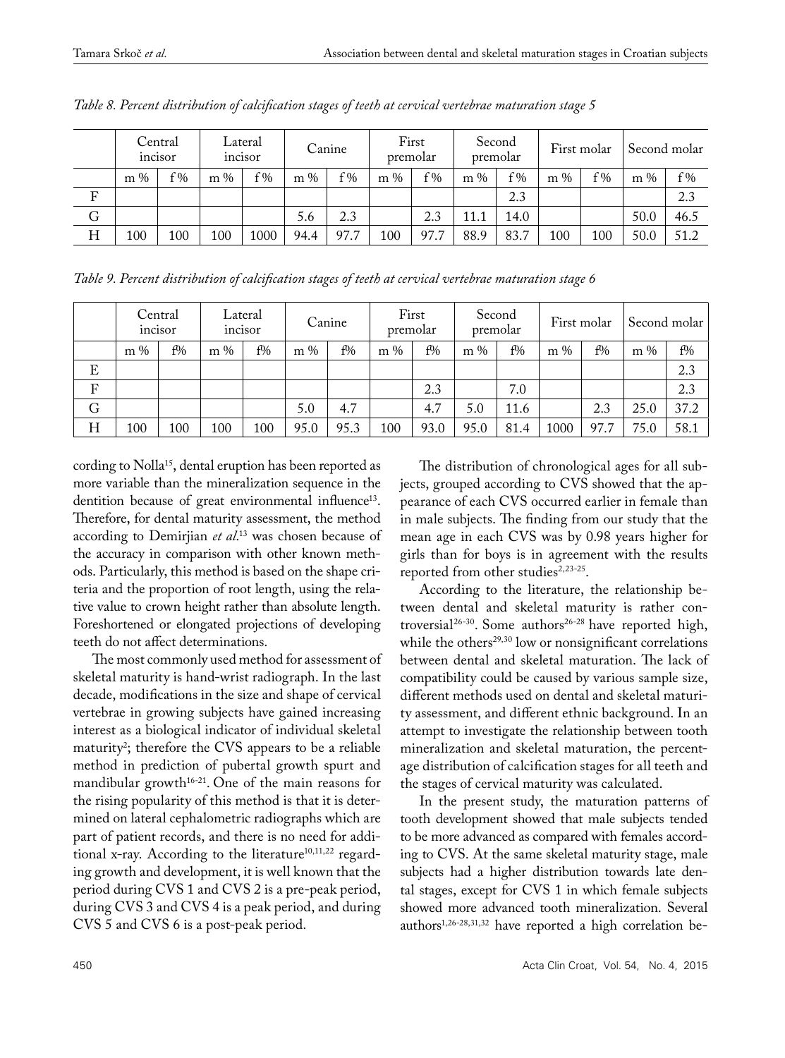*Table 8. Percent distribution of calcification stages of teeth at cervical vertebrae maturation stage 5*

| | Central incisor | | Lateral incisor | | Canine | | First premolar | | Second premolar | | First molar | | Second molar | |
|---|---|---|---|---|---|---|---|---|---|---|---|---|---|---|
| | m % | f % | m % | f % | m % | f % | m % | f % | m % | f % | m % | f % | m % | f % |
| F | | | | | | | | | | 2.3 | | | | 2.3 |
| G | | | | | 5.6 | 2.3 | | 2.3 | 11.1 | 14.0 | | | 50.0 | 46.5 |
| H | 100 | 100 | 100 | 1000 | 94.4 | 97.7 | 100 | 97.7 | 88.9 | 83.7 | 100 | 100 | 50.0 | 51.2 |

*Table 9. Percent distribution of calcification stages of teeth at cervical vertebrae maturation stage 6*

| | Central incisor | | Lateral incisor | | Canine | | First premolar | | Second premolar | | First molar | | Second molar | |
|---|---|---|---|---|---|---|---|---|---|---|---|---|---|---|
| | m % | f% | m % | f% | m % | f% | m % | f% | m % | f% | m % | f% | m % | f% |
| E | | | | | | | | | | | | | | 2.3 |
| F | | | | | | | | 2.3 | | 7.0 | | | | 2.3 |
| G | | | | | 5.0 | 4.7 | | 4.7 | 5.0 | 11.6 | | 2.3 | 25.0 | 37.2 |
| H | 100 | 100 | 100 | 100 | 95.0 | 95.3 | 100 | 93.0 | 95.0 | 81.4 | 1000 | 97.7 | 75.0 | 58.1 |

cording to Nolla[15], dental eruption has been reported as more variable than the mineralization sequence in the dentition because of great environmental influence[13]. Therefore, for dental maturity assessment, the method according to Demirjian *et al.*[13] was chosen because of the accuracy in comparison with other known methods. Particularly, this method is based on the shape criteria and the proportion of root length, using the relative value to crown height rather than absolute length. Foreshortened or elongated projections of developing teeth do not affect determinations.

The most commonly used method for assessment of skeletal maturity is hand-wrist radiograph. In the last decade, modifications in the size and shape of cervical vertebrae in growing subjects have gained increasing interest as a biological indicator of individual skeletal maturity[2]; therefore the CVS appears to be a reliable method in prediction of pubertal growth spurt and mandibular growth[16-21]. One of the main reasons for the rising popularity of this method is that it is determined on lateral cephalometric radiographs which are part of patient records, and there is no need for additional x-ray. According to the literature[10,11,22] regarding growth and development, it is well known that the period during CVS 1 and CVS 2 is a pre-peak period, during CVS 3 and CVS 4 is a peak period, and during CVS 5 and CVS 6 is a post-peak period.

The distribution of chronological ages for all subjects, grouped according to CVS showed that the appearance of each CVS occurred earlier in female than in male subjects. The finding from our study that the mean age in each CVS was by 0.98 years higher for girls than for boys is in agreement with the results reported from other studies[2,23-25].

According to the literature, the relationship between dental and skeletal maturity is rather controversial[26-30]. Some authors[26-28] have reported high, while the others[29,30] low or nonsignificant correlations between dental and skeletal maturation. The lack of compatibility could be caused by various sample size, different methods used on dental and skeletal maturity assessment, and different ethnic background. In an attempt to investigate the relationship between tooth mineralization and skeletal maturation, the percentage distribution of calcification stages for all teeth and the stages of cervical maturity was calculated.

In the present study, the maturation patterns of tooth development showed that male subjects tended to be more advanced as compared with females according to CVS. At the same skeletal maturity stage, male subjects had a higher distribution towards late dental stages, except for CVS 1 in which female subjects showed more advanced tooth mineralization. Several authors[1,26-28,31,32] have reported a high correlation be-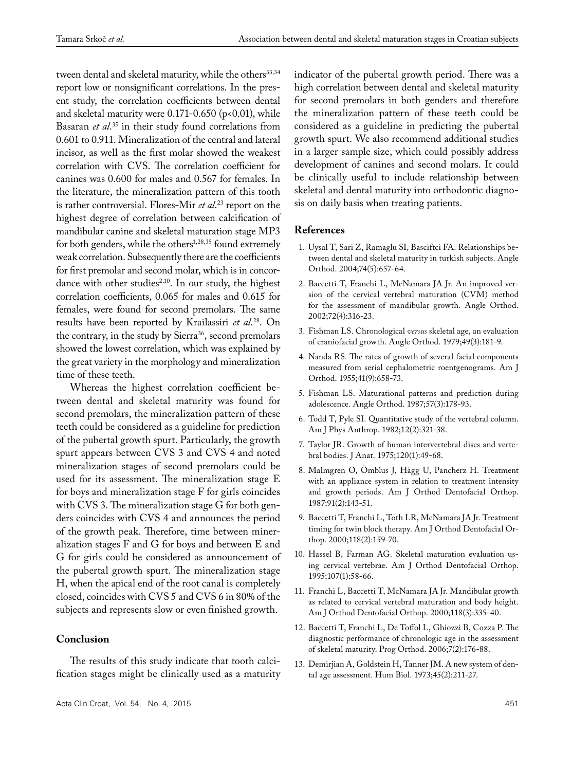tween dental and skeletal maturity, while the others[33,34] report low or nonsignificant correlations. In the present study, the correlation coefficients between dental and skeletal maturity were 0.171-0.650 ($p<0.01$), while Basaran *et al.*[35] in their study found correlations from 0.601 to 0.911. Mineralization of the central and lateral incisor, as well as the first molar showed the weakest correlation with CVS. The correlation coefficient for canines was 0.600 for males and 0.567 for females. In the literature, the mineralization pattern of this tooth is rather controversial. Flores-Mir *et al.*[23] report on the highest degree of correlation between calcification of mandibular canine and skeletal maturation stage MP3 for both genders, while the others[1,28,35] found extremely weak correlation. Subsequently there are the coefficients for first premolar and second molar, which is in concordance with other studies[2,10]. In our study, the highest correlation coefficients, 0.065 for males and 0.615 for females, were found for second premolars. The same results have been reported by Krailassiri *et al.*[28]. On the contrary, in the study by Sierra[36], second premolars showed the lowest correlation, which was explained by the great variety in the morphology and mineralization time of these teeth.

Whereas the highest correlation coefficient between dental and skeletal maturity was found for second premolars, the mineralization pattern of these teeth could be considered as a guideline for prediction of the pubertal growth spurt. Particularly, the growth spurt appears between CVS 3 and CVS 4 and noted mineralization stages of second premolars could be used for its assessment. The mineralization stage E for boys and mineralization stage F for girls coincides with CVS 3. The mineralization stage G for both genders coincides with CVS 4 and announces the period of the growth peak. Therefore, time between mineralization stages F and G for boys and between E and G for girls could be considered as announcement of the pubertal growth spurt. The mineralization stage H, when the apical end of the root canal is completely closed, coincides with CVS 5 and CVS 6 in 80% of the subjects and represents slow or even finished growth.

## Conclusion

The results of this study indicate that tooth calcification stages might be clinically used as a maturity indicator of the pubertal growth period. There was a high correlation between dental and skeletal maturity for second premolars in both genders and therefore the mineralization pattern of these teeth could be considered as a guideline in predicting the pubertal growth spurt. We also recommend additional studies in a larger sample size, which could possibly address development of canines and second molars. It could be clinically useful to include relationship between skeletal and dental maturity into orthodontic diagnosis on daily basis when treating patients.

## References

1. Uysal T, Sari Z, Ramaglu SI, Basciftci FA. Relationships between dental and skeletal maturity in turkish subjects. Angle Orthod. 2004;74(5):657-64.
2. Baccetti T, Franchi L, McNamara JA Jr. An improved version of the cervical vertebral maturation (CVM) method for the assessment of mandibular growth. Angle Orthod. 2002;72(4):316-23.
3. Fishman LS. Chronological *versus* skeletal age, an evaluation of craniofacial growth. Angle Orthod. 1979;49(3):181-9.
4. Nanda RS. The rates of growth of several facial components measured from serial cephalometric roentgenograms. Am J Orthod. 1955;41(9):658-73.
5. Fishman LS. Maturational patterns and prediction during adolescence. Angle Orthod. 1987;57(3):178-93.
6. Todd T, Pyle SI. Quantitative study of the vertebral column. Am J Phys Anthrop. 1982;12(2):321-38.
7. Taylor JR. Growth of human intervertebral discs and vertebral bodies. J Anat. 1975;120(1):49-68.
8. Malmgren O, Ömblus J, Hägg U, Pancherz H. Treatment with an appliance system in relation to treatment intensity and growth periods. Am J Orthod Dentofacial Orthop. 1987;91(2):143-51.
9. Baccetti T, Franchi L, Toth LR, McNamara JA Jr. Treatment timing for twin block therapy. Am J Orthod Dentofacial Orthop. 2000;118(2):159-70.
10. Hassel B, Farman AG. Skeletal maturation evaluation using cervical vertebrae. Am J Orthod Dentofacial Orthop. 1995;107(1):58-66.
11. Franchi L, Baccetti T, McNamara JA Jr. Mandibular growth as related to cervical vertebral maturation and body height. Am J Orthod Dentofacial Orthop. 2000;118(3):335-40.
12. Baccetti T, Franchi L, De Toffol L, Ghiozzi B, Cozza P. The diagnostic performance of chronologic age in the assessment of skeletal maturity. Prog Orthod. 2006;7(2):176-88.
13. Demirjian A, Goldstein H, Tanner JM. A new system of dental age assessment. Hum Biol. 1973;45(2):211-27.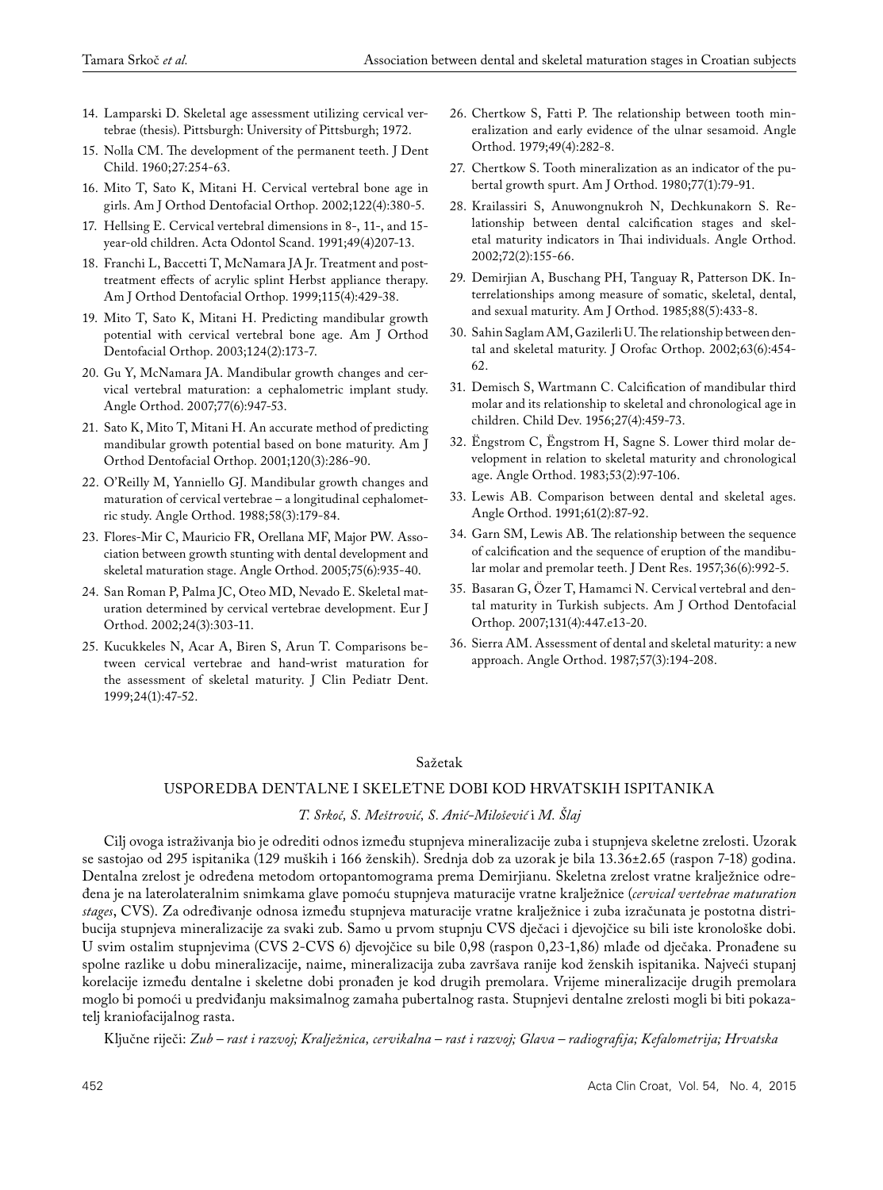14. Lamparski D. Skeletal age assessment utilizing cervical vertebrae (thesis). Pittsburgh: University of Pittsburgh; 1972.
15. Nolla CM. The development of the permanent teeth. J Dent Child. 1960;27:254-63.
16. Mito T, Sato K, Mitani H. Cervical vertebral bone age in girls. Am J Orthod Dentofacial Orthop. 2002;122(4):380-5.
17. Hellsing E. Cervical vertebral dimensions in 8-, 11-, and 15-year-old children. Acta Odontol Scand. 1991;49(4)207-13.
18. Franchi L, Baccetti T, McNamara JA Jr. Treatment and post-treatment effects of acrylic splint Herbst appliance therapy. Am J Orthod Dentofacial Orthop. 1999;115(4):429-38.
19. Mito T, Sato K, Mitani H. Predicting mandibular growth potential with cervical vertebral bone age. Am J Orthod Dentofacial Orthop. 2003;124(2):173-7.
20. Gu Y, McNamara JA. Mandibular growth changes and cervical vertebral maturation: a cephalometric implant study. Angle Orthod. 2007;77(6):947-53.
21. Sato K, Mito T, Mitani H. An accurate method of predicting mandibular growth potential based on bone maturity. Am J Orthod Dentofacial Orthop. 2001;120(3):286-90.
22. O'Reilly M, Yanniello GJ. Mandibular growth changes and maturation of cervical vertebrae – a longitudinal cephalometric study. Angle Orthod. 1988;58(3):179-84.
23. Flores-Mir C, Mauricio FR, Orellana MF, Major PW. Association between growth stunting with dental development and skeletal maturation stage. Angle Orthod. 2005;75(6):935-40.
24. San Roman P, Palma JC, Oteo MD, Nevado E. Skeletal maturation determined by cervical vertebrae development. Eur J Orthod. 2002;24(3):303-11.
25. Kucukkeles N, Acar A, Biren S, Arun T. Comparisons between cervical vertebrae and hand-wrist maturation for the assessment of skeletal maturity. J Clin Pediatr Dent. 1999;24(1):47-52.
26. Chertkow S, Fatti P. The relationship between tooth mineralization and early evidence of the ulnar sesamoid. Angle Orthod. 1979;49(4):282-8.
27. Chertkow S. Tooth mineralization as an indicator of the pubertal growth spurt. Am J Orthod. 1980;77(1):79-91.
28. Krailassiri S, Anuwongnukroh N, Dechkunakorn S. Relationship between dental calcification stages and skeletal maturity indicators in Thai individuals. Angle Orthod. 2002;72(2):155-66.
29. Demirjian A, Buschang PH, Tanguay R, Patterson DK. Interrelationships among measure of somatic, skeletal, dental, and sexual maturity. Am J Orthod. 1985;88(5):433-8.
30. Sahin Saglam AM, Gazilerli U. The relationship between dental and skeletal maturity. J Orofac Orthop. 2002;63(6):454-62.
31. Demisch S, Wartmann C. Calcification of mandibular third molar and its relationship to skeletal and chronological age in children. Child Dev. 1956;27(4):459-73.
32. Ëngstrom C, Ëngstrom H, Sagne S. Lower third molar development in relation to skeletal maturity and chronological age. Angle Orthod. 1983;53(2):97-106.
33. Lewis AB. Comparison between dental and skeletal ages. Angle Orthod. 1991;61(2):87-92.
34. Garn SM, Lewis AB. The relationship between the sequence of calcification and the sequence of eruption of the mandibular molar and premolar teeth. J Dent Res. 1957;36(6):992-5.
35. Basaran G, Özer T, Hamamci N. Cervical vertebral and dental maturity in Turkish subjects. Am J Orthod Dentofacial Orthop. 2007;131(4):447.e13-20.
36. Sierra AM. Assessment of dental and skeletal maturity: a new approach. Angle Orthod. 1987;57(3):194-208.

## Sažetak

### USPOREDBA DENTALNE I SKELETNE DOBI KOD HRVATSKIH ISPITANIKA

*T. Srkoč, S. Meštrović, S. Anić-Milošević* i *M. Šlaj*

Cilj ovoga istraživanja bio je odrediti odnos između stupnjeva mineralizacije zuba i stupnjeva skeletne zrelosti. Uzorak se sastojao od 295 ispitanika (129 muških i 166 ženskih). Srednja dob za uzorak je bila 13.36±2.65 (raspon 7-18) godina. Dentalna zrelost je određena metodom ortopantomograma prema Demirjianu. Skeletna zrelost vratne kralježnice određena je na laterolateralnim snimkama glave pomoću stupnjeva maturacije vratne kralježnice (*cervical vertebrae maturation stages*, CVS). Za određivanje odnosa između stupnjeva maturacije vratne kralježnice i zuba izračunata je postotna distribucija stupnjeva mineralizacije za svaki zub. Samo u prvom stupnju CVS dječaci i djevojčice su bili iste kronološke dobi. U svim ostalim stupnjevima (CVS 2-CVS 6) djevojčice su bile 0,98 (raspon 0,23-1,86) mlađe od dječaka. Pronađene su spolne razlike u dobu mineralizacije, naime, mineralizacija zuba završava ranije kod ženskih ispitanika. Najveći stupanj korelacije između dentalne i skeletne dobi pronađen je kod drugih premolara. Vrijeme mineralizacije drugih premolara moglo bi pomoći u predviđanju maksimalnog zamaha pubertalnog rasta. Stupnjevi dentalne zrelosti mogli bi biti pokazatelj kraniofacijalnog rasta.

Ključne riječi: *Zub – rast i razvoj; Kralježnica, cervikalna – rast i razvoj; Glava – radiografija; Kefalometrija; Hrvatska*